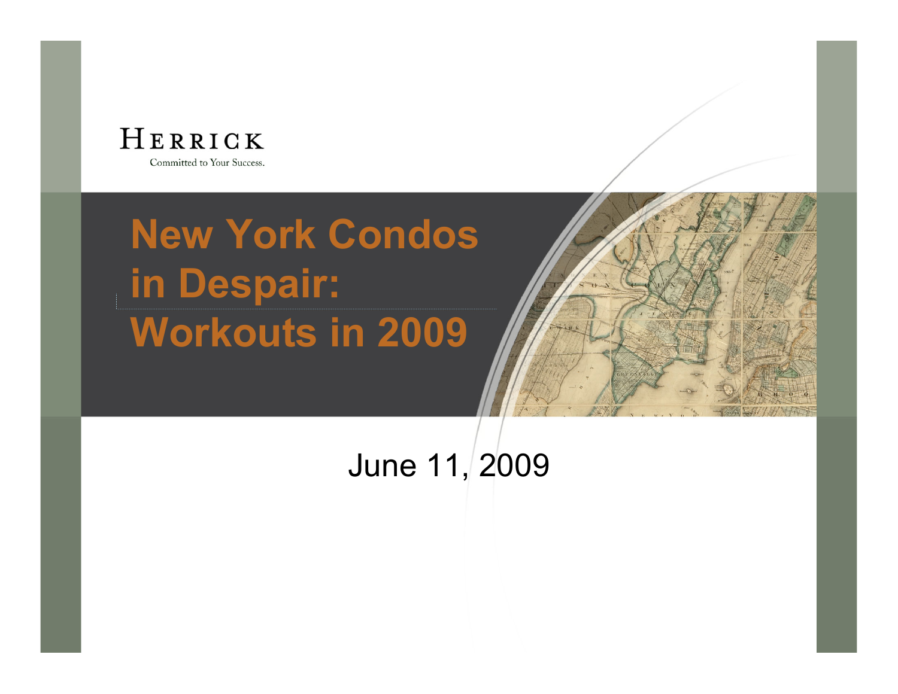HERRICK

Committed to Your Success.

# New York Condos in Despair: Workouts in 2009

June 11, 2009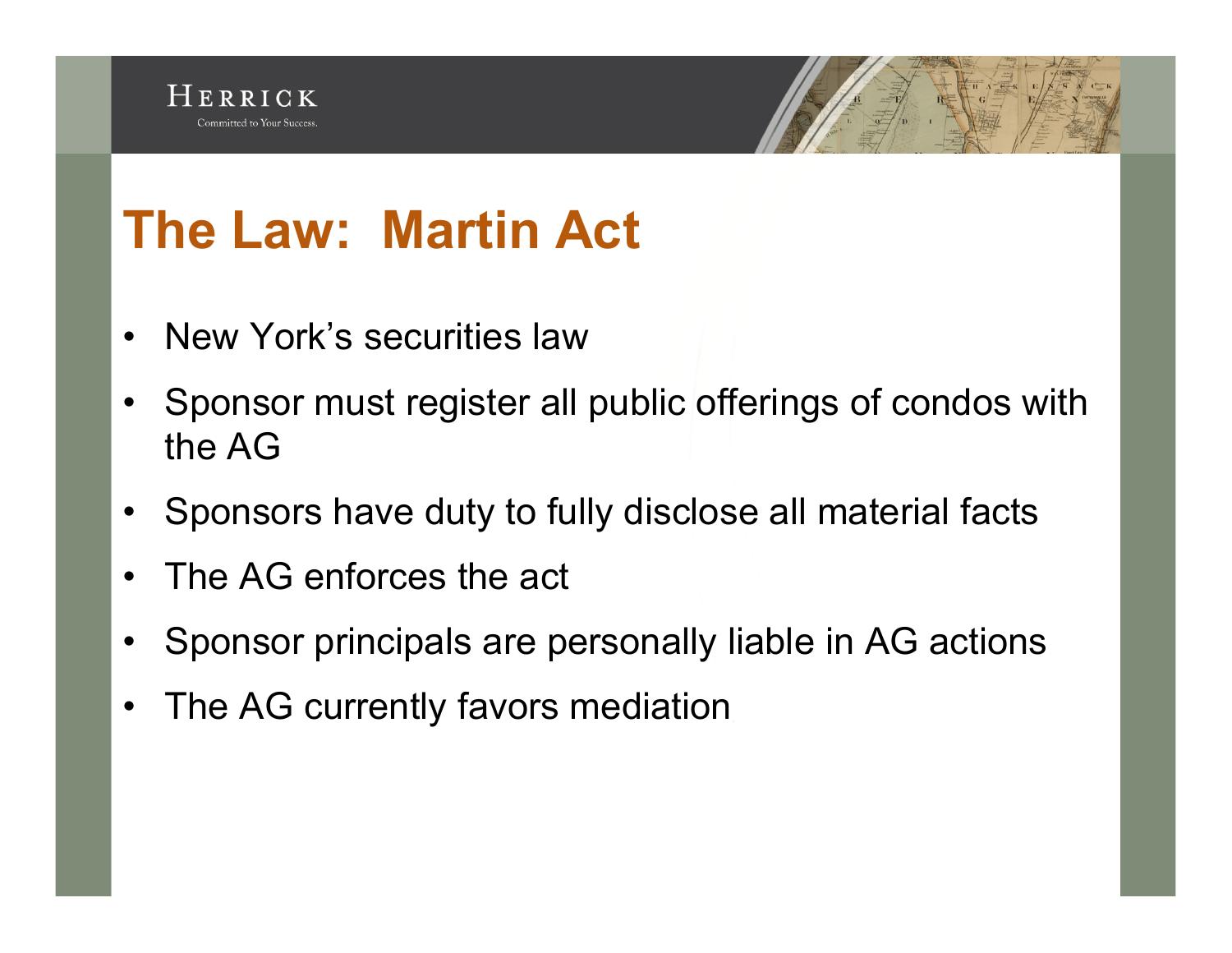# The Law: Martin Act

- New York's securities law
- Sponsor must register all public offerings of condos with the AG
- Sponsors have duty to fully disclose all material facts
- The AG enforces the act
- Sponsor principals are personally liable in AG actions
- The AG currently favors mediation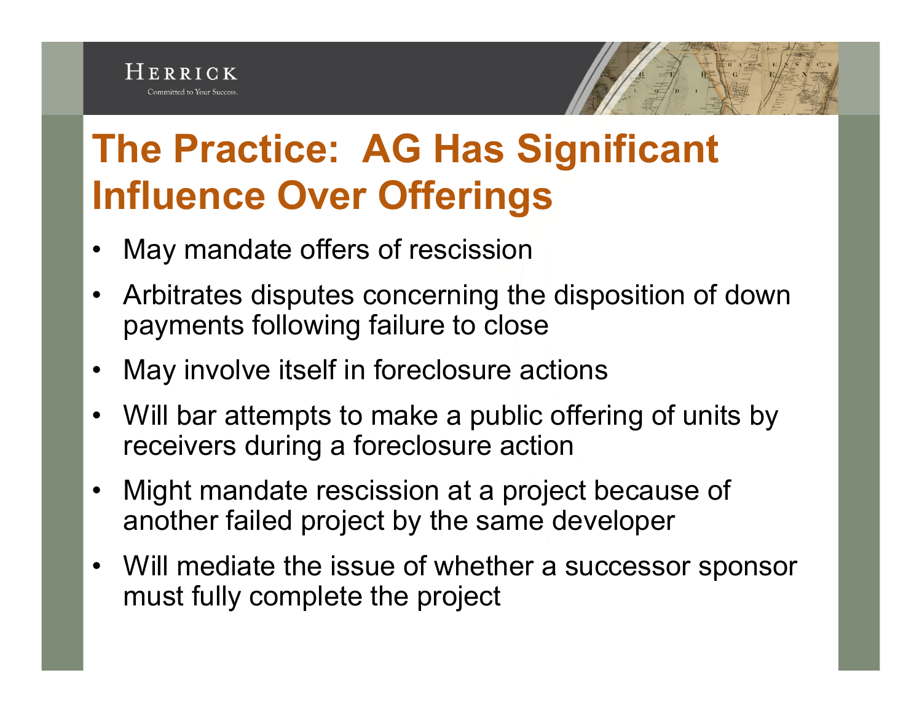# The Practice: AG Has Significant Influence Over Offerings

- May mandate offers of rescission
- Arbitrates disputes concerning the disposition of down payments following failure to close
- May involve itself in foreclosure actions
- Will bar attempts to make a public offering of units by receivers during a foreclosure action
- Might mandate rescission at a project because of another failed project by the same developer
- Will mediate the issue of whether a successor sponsor must fully complete the project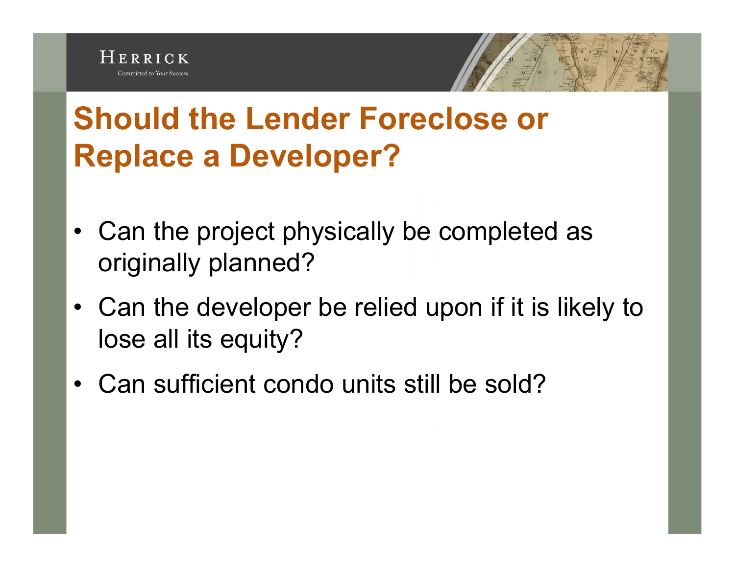# Should the Lender Foreclose or Replace a Developer?

- Can the project physically be completed as originally planned?
- Can the developer be relied upon if it is likely to lose all its equity?
- Can sufficient condo units still be sold?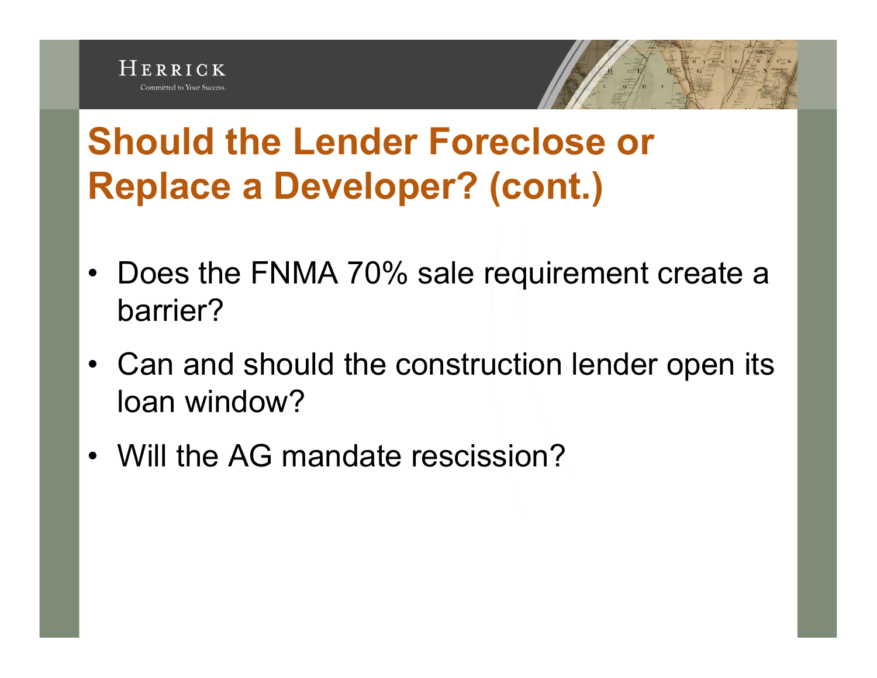# Should the Lender Foreclose or Replace a Developer? (cont.)

- Does the FNMA 70% sale requirement create a barrier?
- Can and should the construction lender open its loan window?
- Will the AG mandate rescission?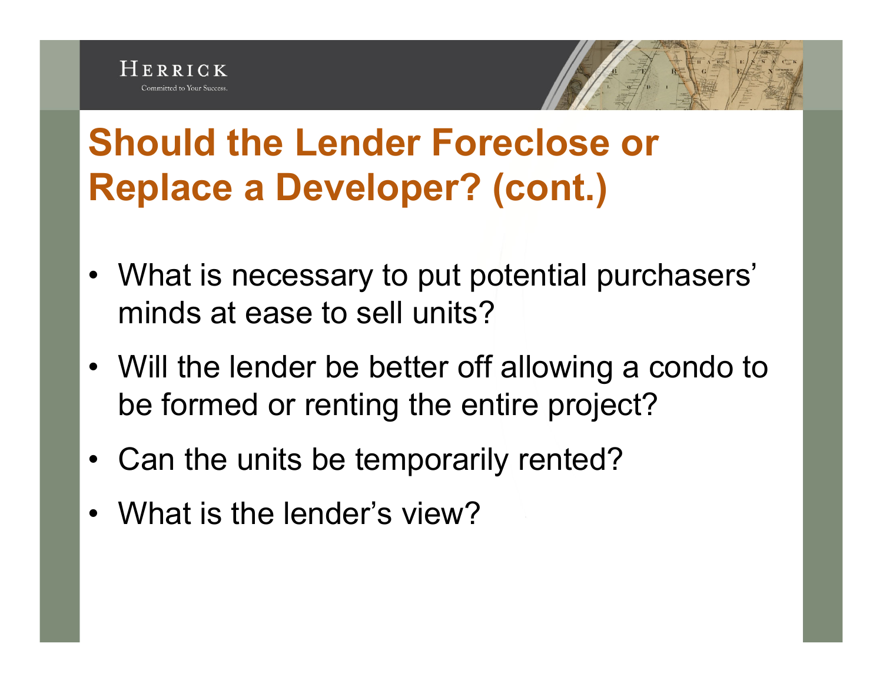# Should the Lender Foreclose or Replace a Developer? (cont.)

- What is necessary to put potential purchasers' minds at ease to sell units?
- Will the lender be better off allowing a condo to be formed or renting the entire project?
- Can the units be temporarily rented?
- What is the lender's view?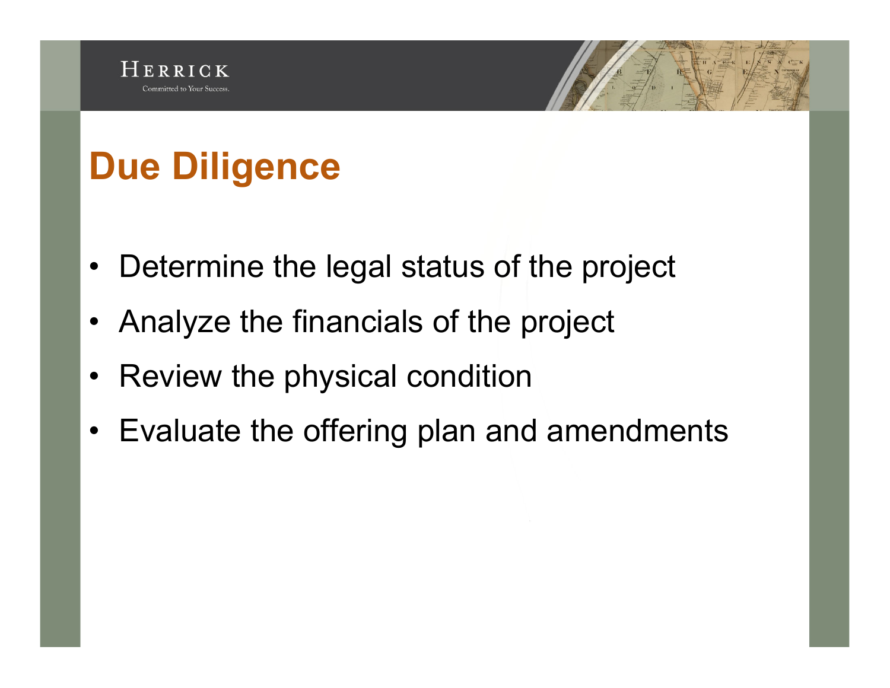# Due Diligence

- Determine the legal status of the project
- Analyze the financials of the project
- Review the physical condition
- Evaluate the offering plan and amendments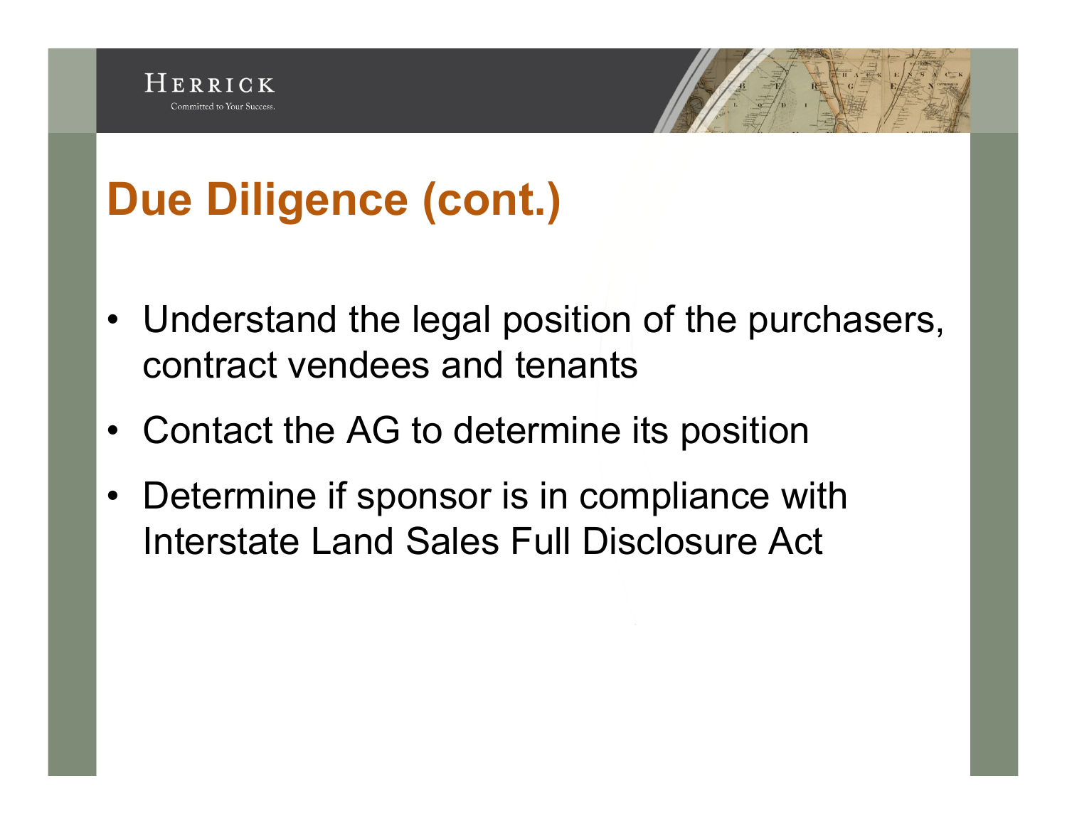# Due Diligence (cont.)

- Understand the legal position of the purchasers, contract vendees and tenants
- Contact the AG to determine its position
- Determine if sponsor is in compliance with Interstate Land Sales Full Disclosure Act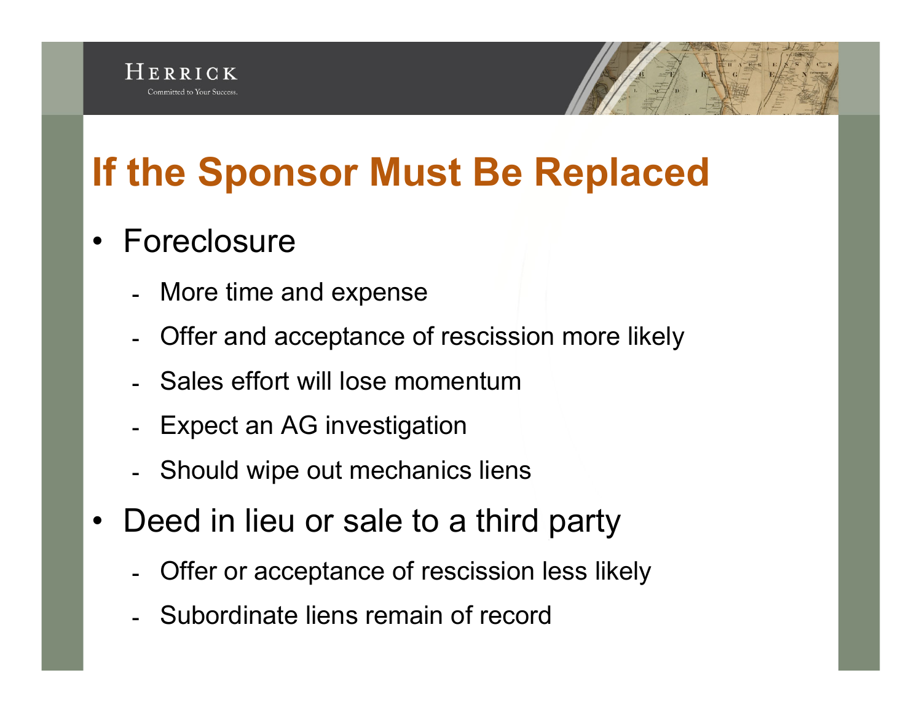# If the Sponsor Must Be Replaced

- Foreclosure
  - More time and expense
  - Offer and acceptance of rescission more likely
  - Sales effort will lose momentum
  - Expect an AG investigation
  - Should wipe out mechanics liens
- Deed in lieu or sale to a third party
  - Offer or acceptance of rescission less likely
  - Subordinate liens remain of record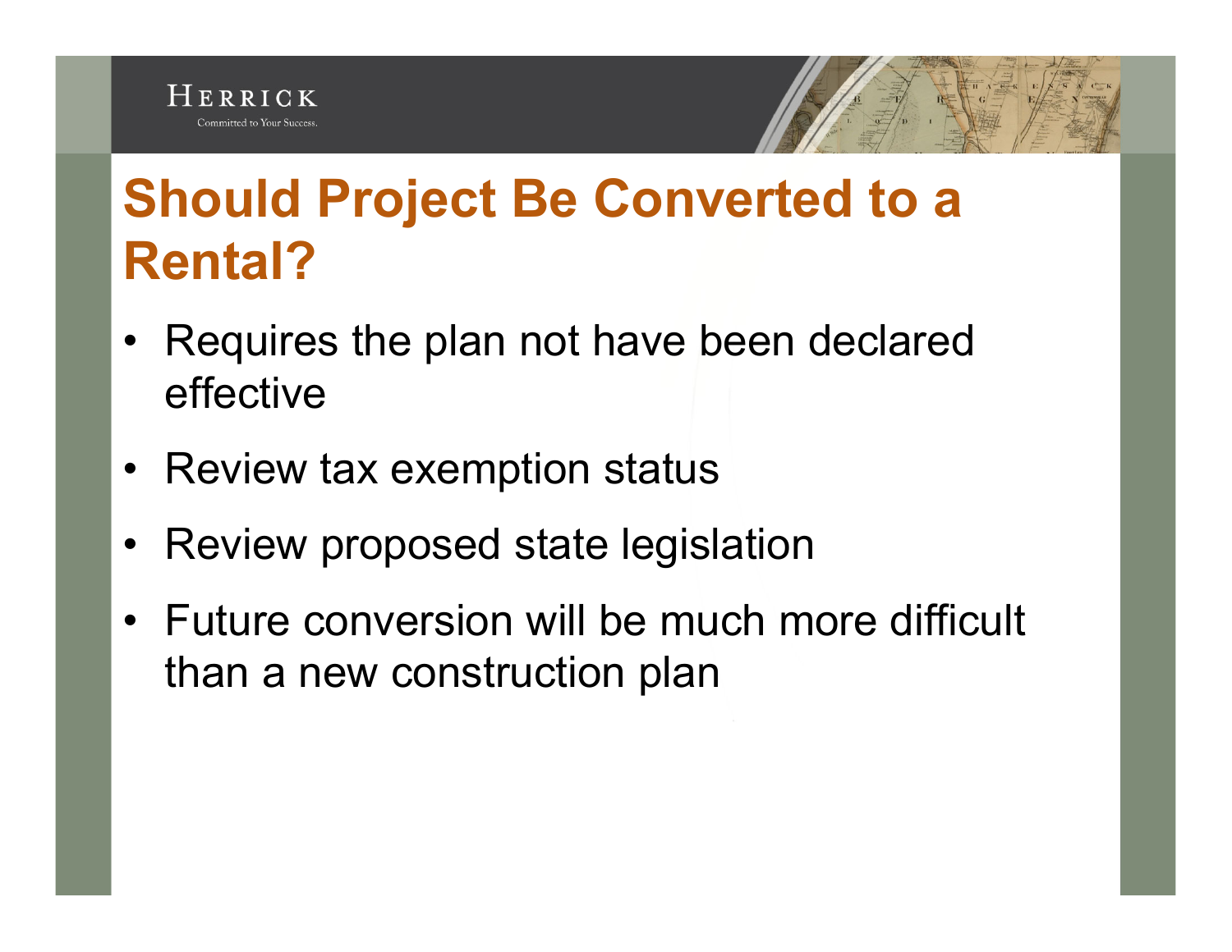# Should Project Be Converted to a Rental?

- Requires the plan not have been declared effective
- Review tax exemption status
- Review proposed state legislation
- Future conversion will be much more difficult than a new construction plan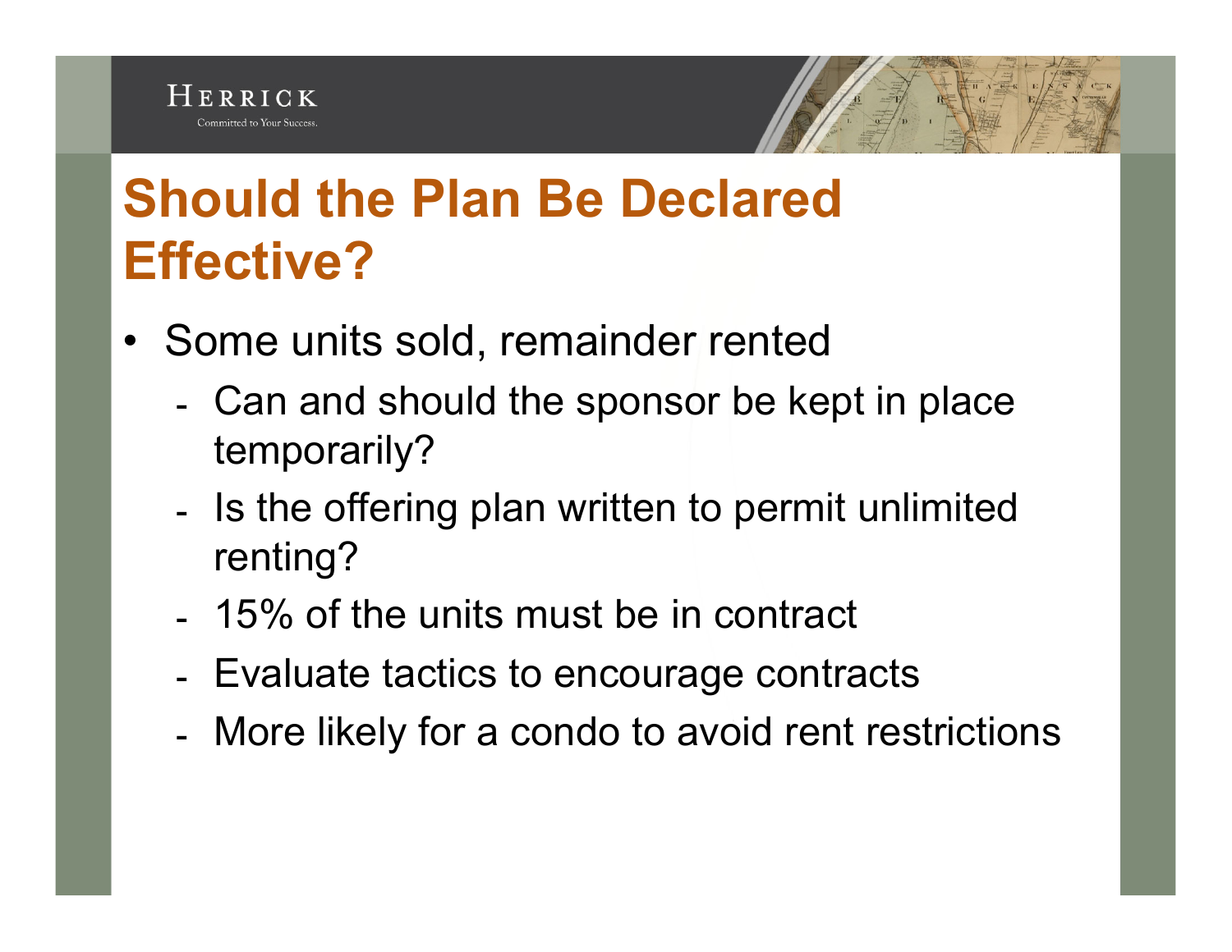# Should the Plan Be Declared Effective?

- Some units sold, remainder rented
  - Can and should the sponsor be kept in place temporarily?
  - Is the offering plan written to permit unlimited renting?
  - 15% of the units must be in contract
  - Evaluate tactics to encourage contracts
  - More likely for a condo to avoid rent restrictions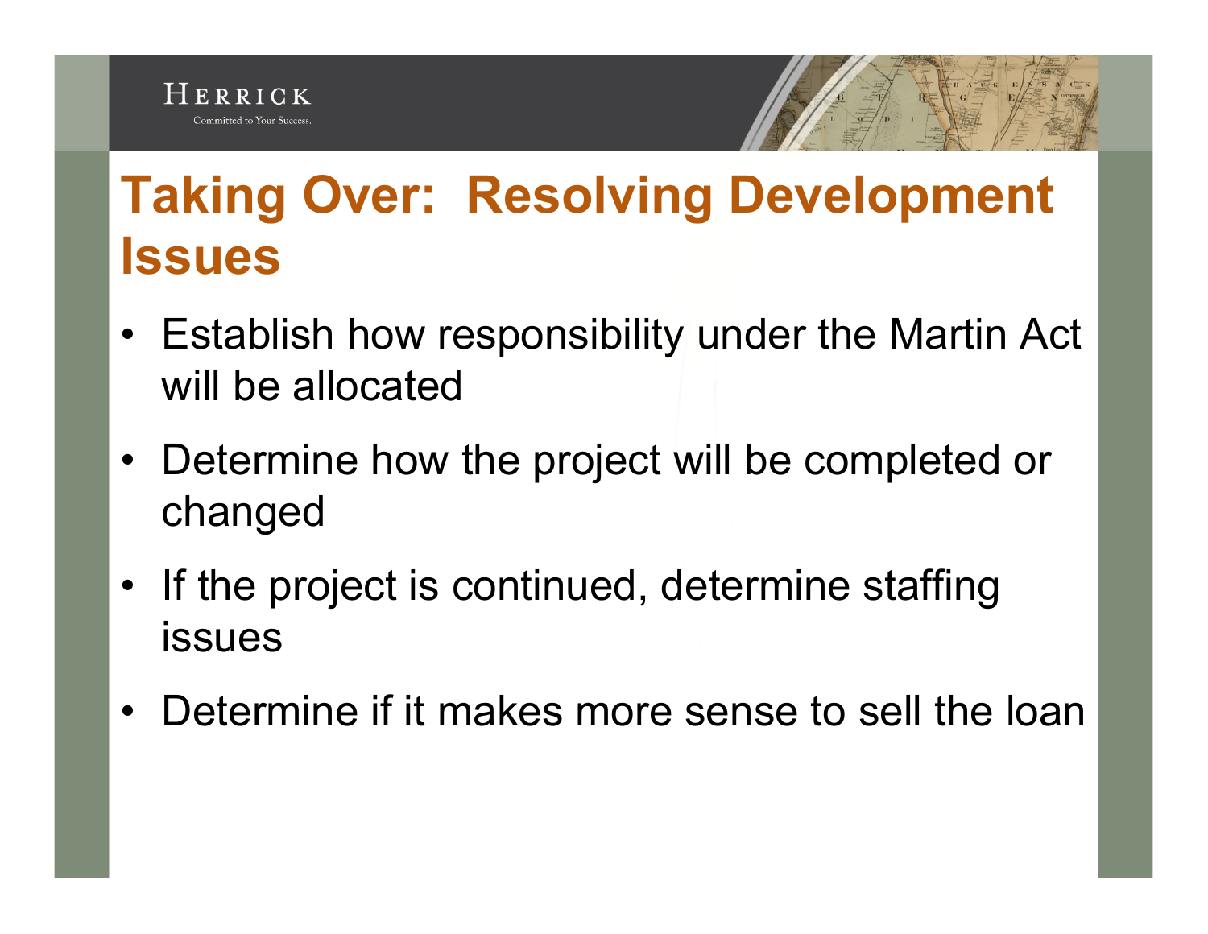# Taking Over: Resolving Development Issues

- Establish how responsibility under the Martin Act will be allocated
- Determine how the project will be completed or changed
- If the project is continued, determine staffing issues
- Determine if it makes more sense to sell the loan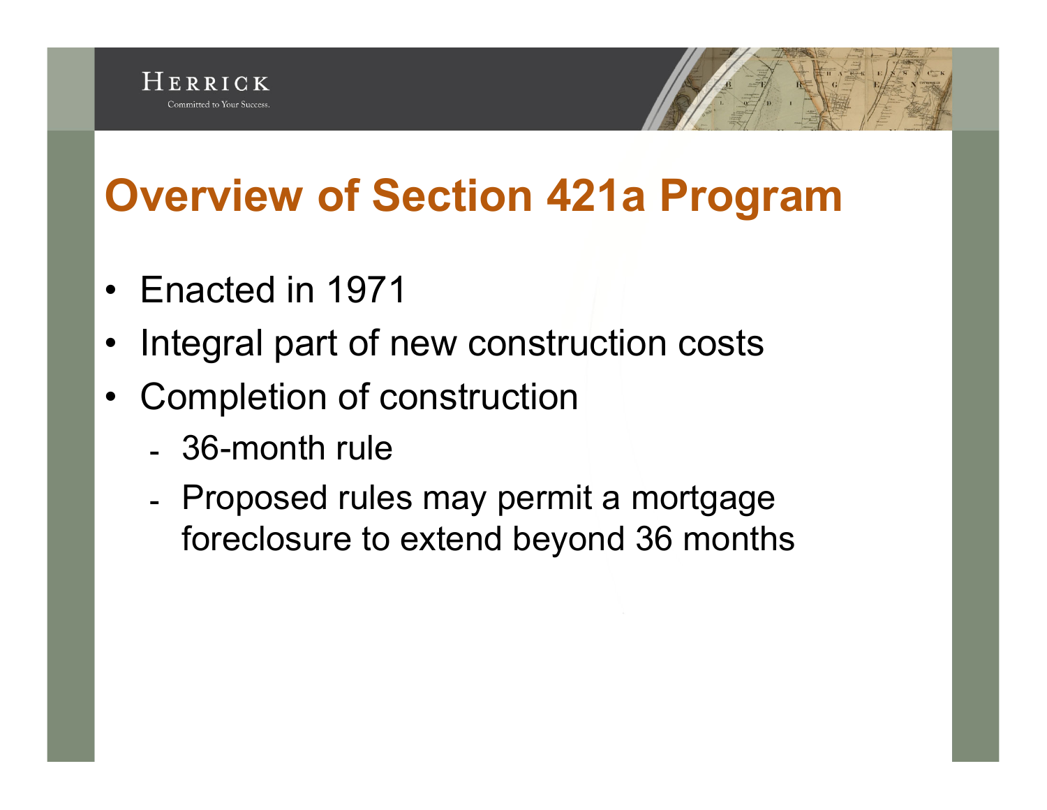# Overview of Section 421a Program

- Enacted in 1971
- Integral part of new construction costs
- Completion of construction
  - 36-month rule
  - Proposed rules may permit a mortgage foreclosure to extend beyond 36 months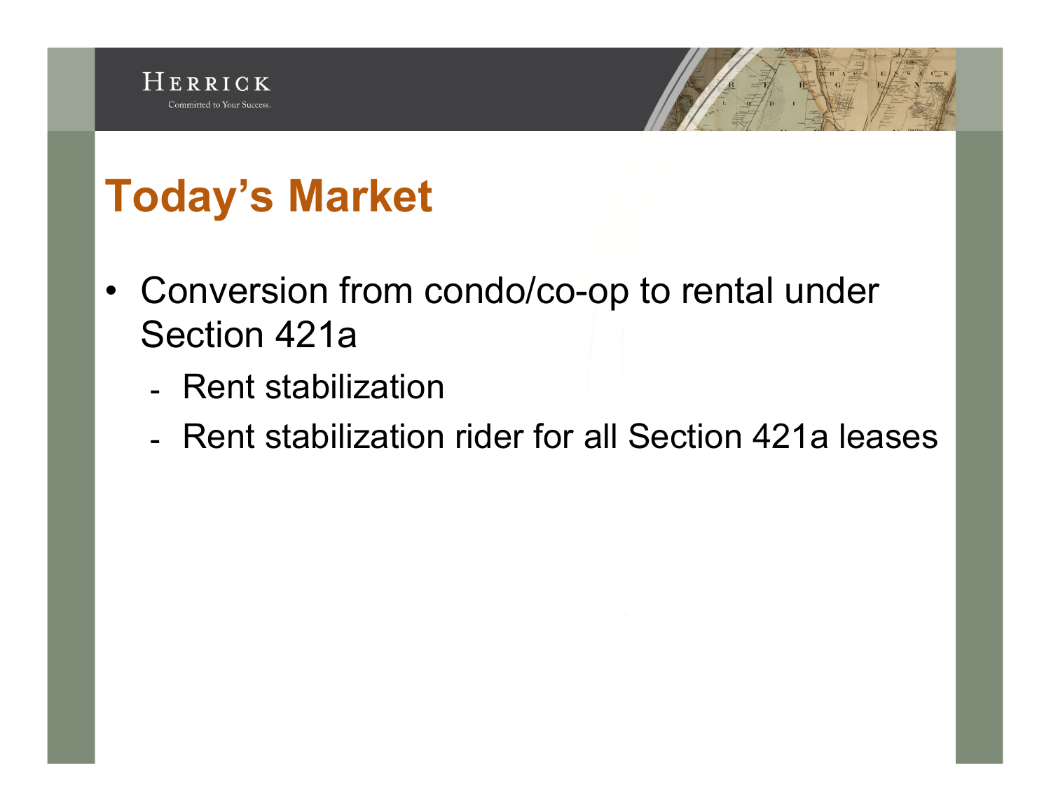# Today's Market

- Conversion from condo/co-op to rental under Section 421a
  - Rent stabilization
  - Rent stabilization rider for all Section 421a leases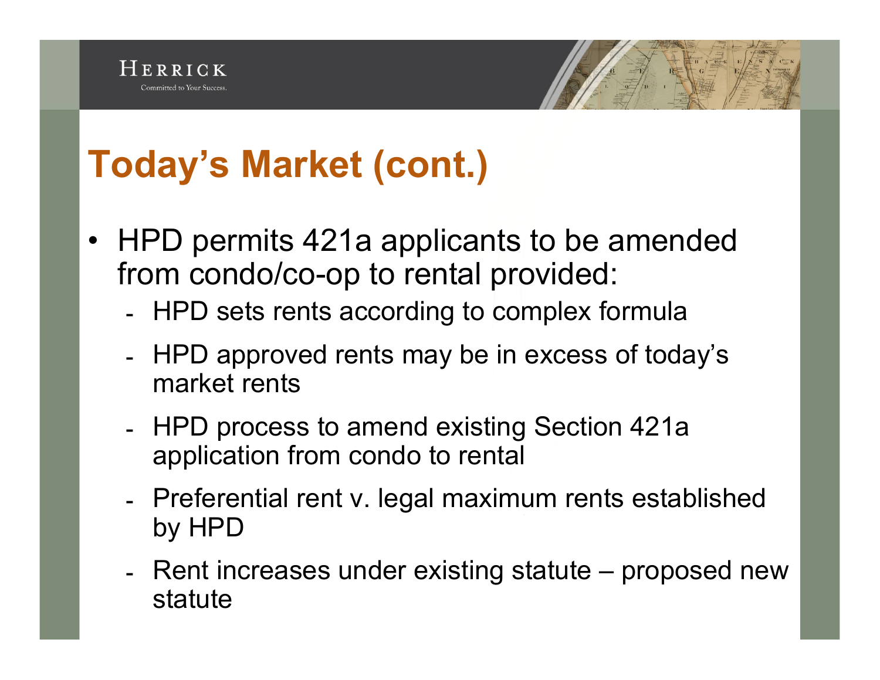# Today's Market (cont.)

- HPD permits 421a applicants to be amended from condo/co-op to rental provided:
  - HPD sets rents according to complex formula
  - HPD approved rents may be in excess of today's market rents
  - HPD process to amend existing Section 421a application from condo to rental
  - Preferential rent v. legal maximum rents established by HPD
  - Rent increases under existing statute – proposed new statute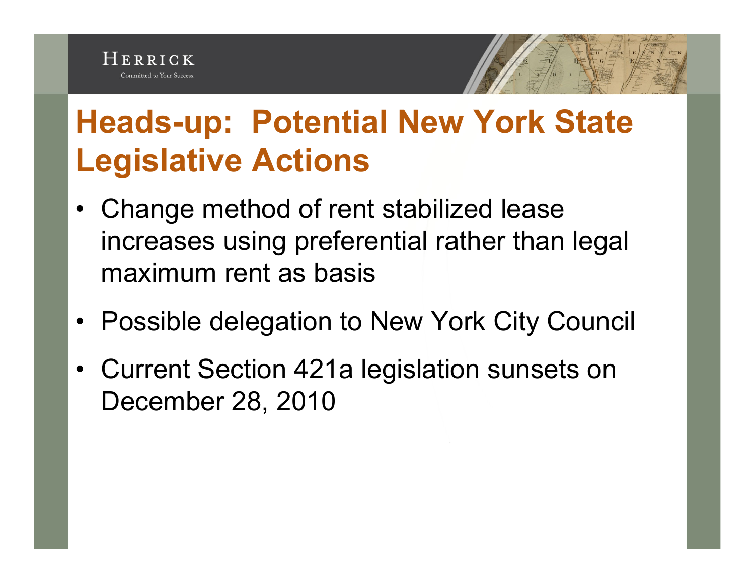# Heads-up: Potential New York State Legislative Actions

- Change method of rent stabilized lease increases using preferential rather than legal maximum rent as basis
- Possible delegation to New York City Council
- Current Section 421a legislation sunsets on December 28, 2010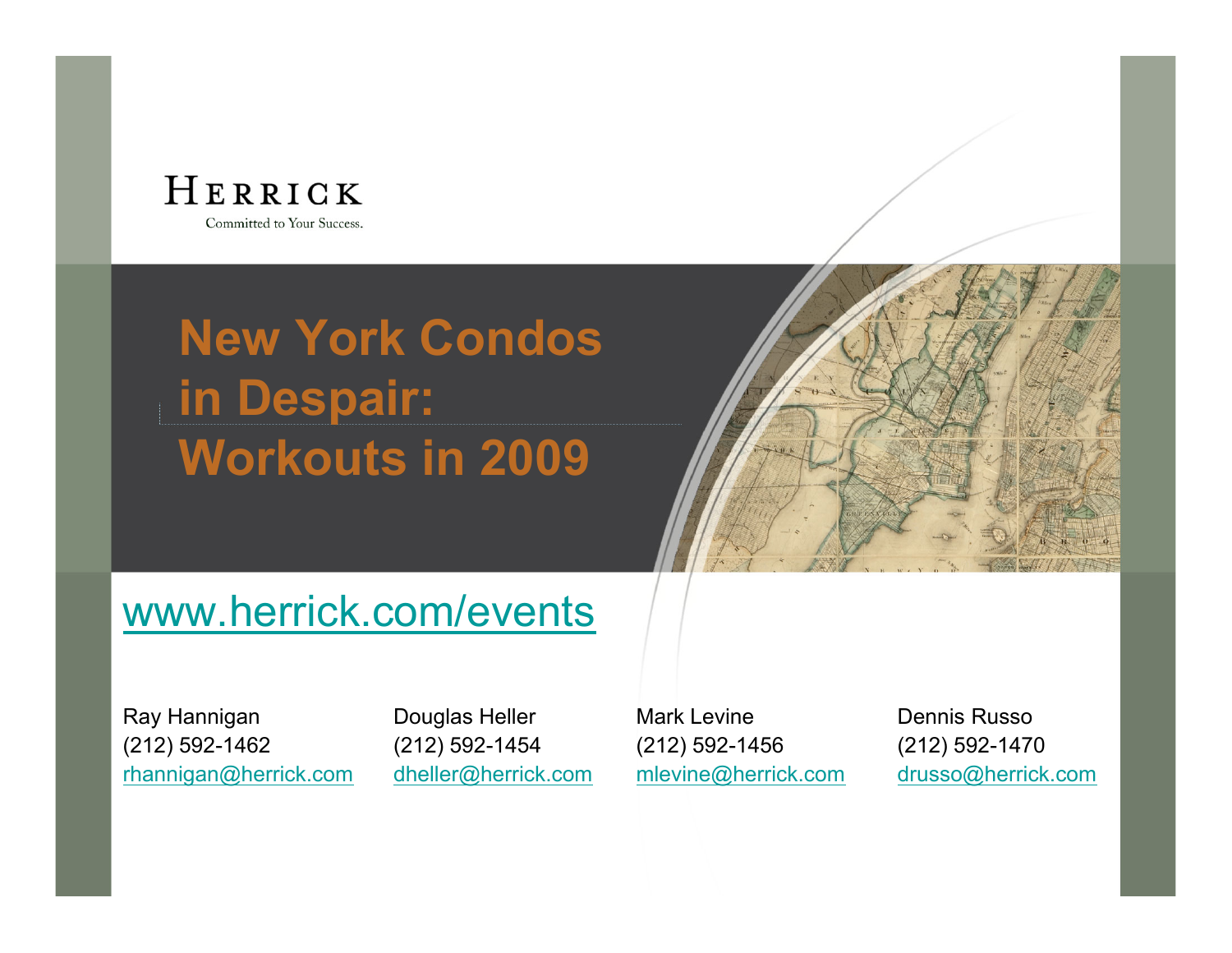HERRICK

Committed to Your Success.

# New York Condos in Despair: Workouts in 2009

www.herrick.com/events

Ray Hannigan
(212) 592-1462
rhannigan@herrick.com

Douglas Heller
(212) 592-1454
dheller@herrick.com

Mark Levine
(212) 592-1456
mlevine@herrick.com

Dennis Russo
(212) 592-1470
drusso@herrick.com